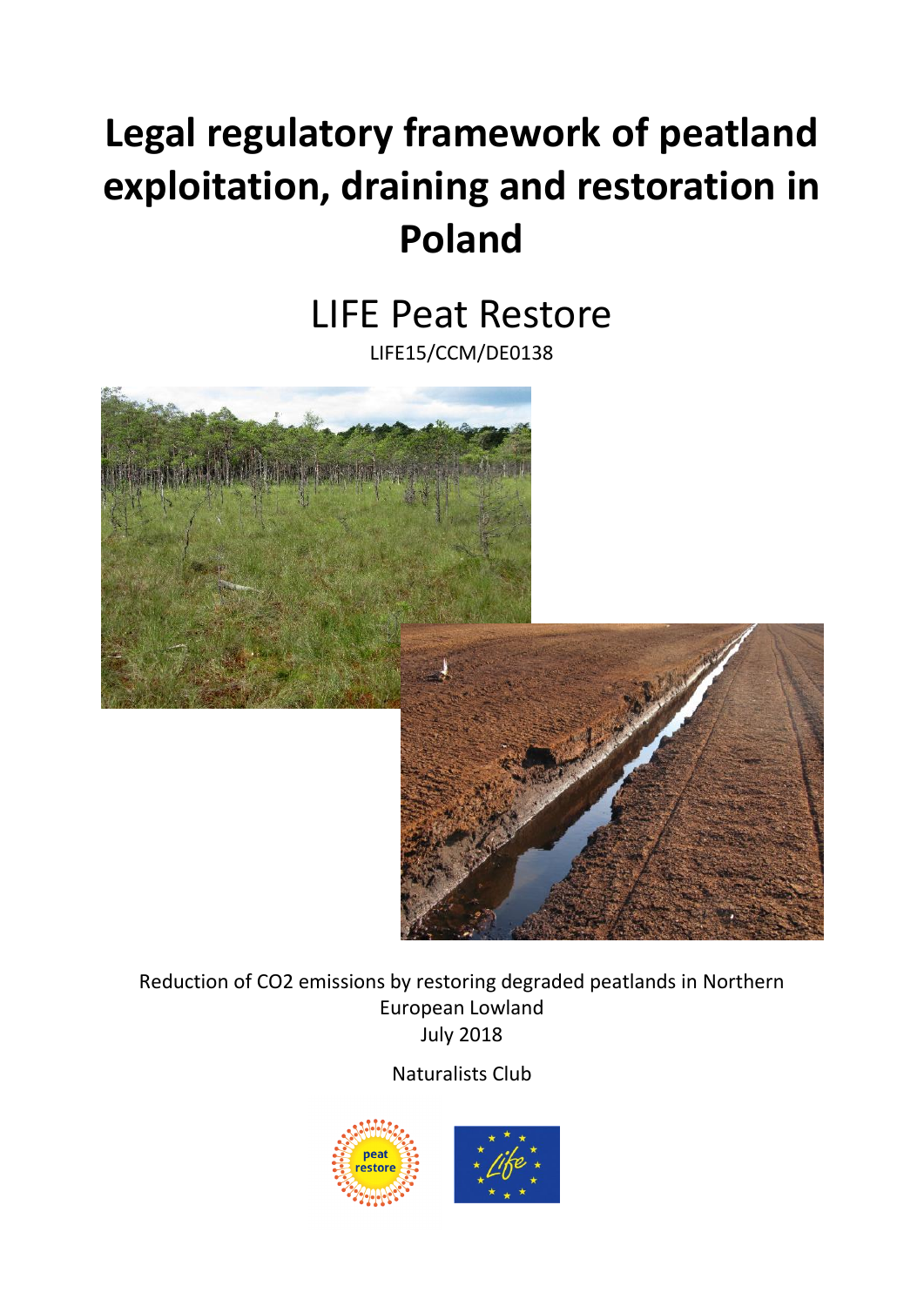# Legal regulatory framework of peatland exploitation, draining and restoration in Poland

## LIFE Peat Restore

LIFE15/CCM/DE0138

Reduction of $CO_2$ emissions by restoring degraded peatlands in Northern European Lowland

July 2018

Naturalists Club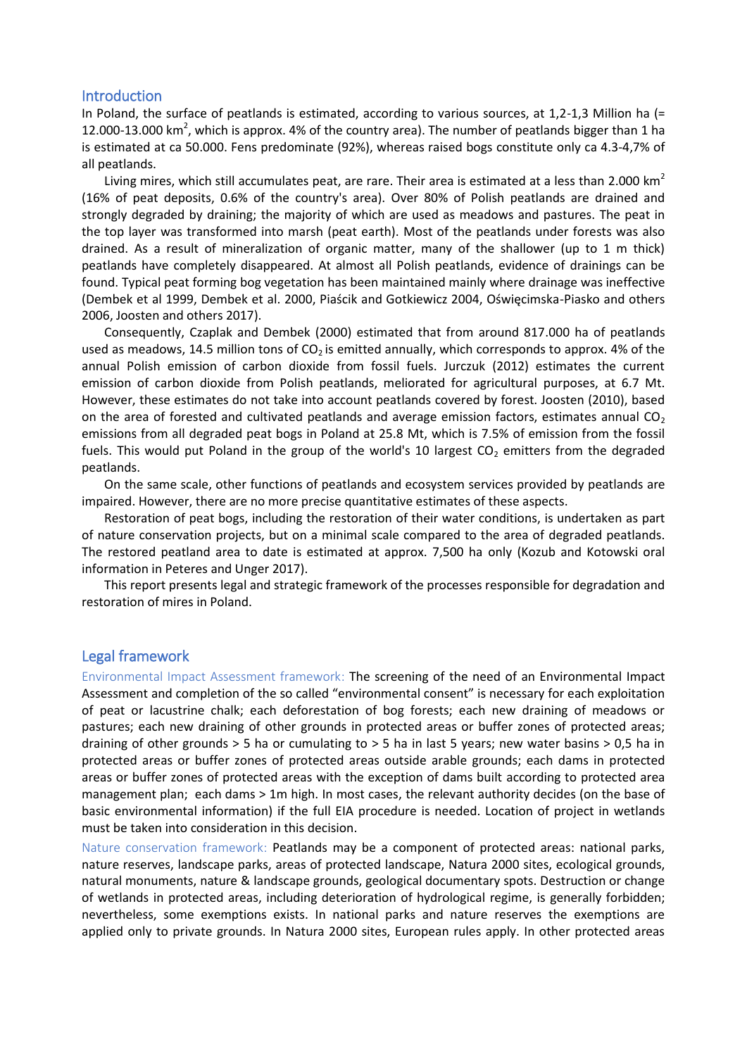## Introduction

In Poland, the surface of peatlands is estimated, according to various sources, at 1,2-1,3 Million ha (= 12.000-13.000 km$^2$, which is approx. 4% of the country area). The number of peatlands bigger than 1 ha is estimated at ca 50.000. Fens predominate (92%), whereas raised bogs constitute only ca 4.3-4,7% of all peatlands.

Living mires, which still accumulates peat, are rare. Their area is estimated at a less than 2.000 km$^2$ (16% of peat deposits, 0.6% of the country's area). Over 80% of Polish peatlands are drained and strongly degraded by draining; the majority of which are used as meadows and pastures. The peat in the top layer was transformed into marsh (peat earth). Most of the peatlands under forests was also drained. As a result of mineralization of organic matter, many of the shallower (up to 1 m thick) peatlands have completely disappeared. At almost all Polish peatlands, evidence of drainings can be found. Typical peat forming bog vegetation has been maintained mainly where drainage was ineffective (Dembek et al 1999, Dembek et al. 2000, Piaścik and Gotkiewicz 2004, Oświęcimska-Piasko and others 2006, Joosten and others 2017).

Consequently, Czaplak and Dembek (2000) estimated that from around 817.000 ha of peatlands used as meadows, 14.5 million tons of $CO_2$ is emitted annually, which corresponds to approx. 4% of the annual Polish emission of carbon dioxide from fossil fuels. Jurczuk (2012) estimates the current emission of carbon dioxide from Polish peatlands, meliorated for agricultural purposes, at 6.7 Mt. However, these estimates do not take into account peatlands covered by forest. Joosten (2010), based on the area of forested and cultivated peatlands and average emission factors, estimates annual $CO_2$ emissions from all degraded peat bogs in Poland at 25.8 Mt, which is 7.5% of emission from the fossil fuels. This would put Poland in the group of the world's 10 largest $CO_2$ emitters from the degraded peatlands.

On the same scale, other functions of peatlands and ecosystem services provided by peatlands are impaired. However, there are no more precise quantitative estimates of these aspects.

Restoration of peat bogs, including the restoration of their water conditions, is undertaken as part of nature conservation projects, but on a minimal scale compared to the area of degraded peatlands. The restored peatland area to date is estimated at approx. 7,500 ha only (Kozub and Kotowski oral information in Peteres and Unger 2017).

This report presents legal and strategic framework of the processes responsible for degradation and restoration of mires in Poland.

## Legal framework

Environmental Impact Assessment framework: The screening of the need of an Environmental Impact Assessment and completion of the so called "environmental consent" is necessary for each exploitation of peat or lacustrine chalk; each deforestation of bog forests; each new draining of meadows or pastures; each new draining of other grounds in protected areas or buffer zones of protected areas; draining of other grounds > 5 ha or cumulating to > 5 ha in last 5 years; new water basins > 0,5 ha in protected areas or buffer zones of protected areas outside arable grounds; each dams in protected areas or buffer zones of protected areas with the exception of dams built according to protected area management plan; each dams > 1m high. In most cases, the relevant authority decides (on the base of basic environmental information) if the full EIA procedure is needed. Location of project in wetlands must be taken into consideration in this decision.

Nature conservation framework: Peatlands may be a component of protected areas: national parks, nature reserves, landscape parks, areas of protected landscape, Natura 2000 sites, ecological grounds, natural monuments, nature & landscape grounds, geological documentary spots. Destruction or change of wetlands in protected areas, including deterioration of hydrological regime, is generally forbidden; nevertheless, some exemptions exists. In national parks and nature reserves the exemptions are applied only to private grounds. In Natura 2000 sites, European rules apply. In other protected areas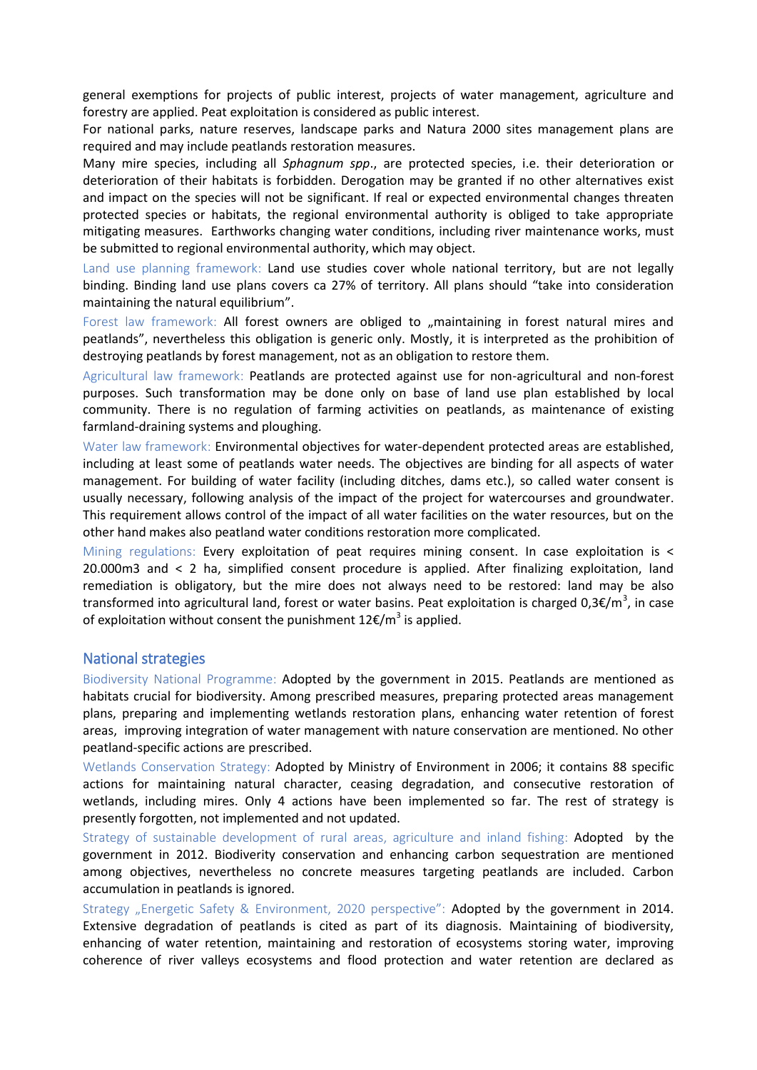general exemptions for projects of public interest, projects of water management, agriculture and forestry are applied. Peat exploitation is considered as public interest.

For national parks, nature reserves, landscape parks and Natura 2000 sites management plans are required and may include peatlands restoration measures.

Many mire species, including all *Sphagnum spp*., are protected species, i.e. their deterioration or deterioration of their habitats is forbidden. Derogation may be granted if no other alternatives exist and impact on the species will not be significant. If real or expected environmental changes threaten protected species or habitats, the regional environmental authority is obliged to take appropriate mitigating measures. Earthworks changing water conditions, including river maintenance works, must be submitted to regional environmental authority, which may object.

Land use planning framework: Land use studies cover whole national territory, but are not legally binding. Binding land use plans covers ca 27% of territory. All plans should "take into consideration maintaining the natural equilibrium".

Forest law framework: All forest owners are obliged to „maintaining in forest natural mires and peatlands", nevertheless this obligation is generic only. Mostly, it is interpreted as the prohibition of destroying peatlands by forest management, not as an obligation to restore them.

Agricultural law framework: Peatlands are protected against use for non-agricultural and non-forest purposes. Such transformation may be done only on base of land use plan established by local community. There is no regulation of farming activities on peatlands, as maintenance of existing farmland-draining systems and ploughing.

Water law framework: Environmental objectives for water-dependent protected areas are established, including at least some of peatlands water needs. The objectives are binding for all aspects of water management. For building of water facility (including ditches, dams etc.), so called water consent is usually necessary, following analysis of the impact of the project for watercourses and groundwater. This requirement allows control of the impact of all water facilities on the water resources, but on the other hand makes also peatland water conditions restoration more complicated.

Mining regulations: Every exploitation of peat requires mining consent. In case exploitation is < 20.000m3 and < 2 ha, simplified consent procedure is applied. After finalizing exploitation, land remediation is obligatory, but the mire does not always need to be restored: land may be also transformed into agricultural land, forest or water basins. Peat exploitation is charged 0,3€/m$^3$, in case of exploitation without consent the punishment 12€/m$^3$ is applied.

## National strategies

Biodiversity National Programme: Adopted by the government in 2015. Peatlands are mentioned as habitats crucial for biodiversity. Among prescribed measures, preparing protected areas management plans, preparing and implementing wetlands restoration plans, enhancing water retention of forest areas, improving integration of water management with nature conservation are mentioned. No other peatland-specific actions are prescribed.

Wetlands Conservation Strategy: Adopted by Ministry of Environment in 2006; it contains 88 specific actions for maintaining natural character, ceasing degradation, and consecutive restoration of wetlands, including mires. Only 4 actions have been implemented so far. The rest of strategy is presently forgotten, not implemented and not updated.

Strategy of sustainable development of rural areas, agriculture and inland fishing: Adopted by the government in 2012. Biodiverity conservation and enhancing carbon sequestration are mentioned among objectives, nevertheless no concrete measures targeting peatlands are included. Carbon accumulation in peatlands is ignored.

Strategy „Energetic Safety & Environment, 2020 perspective": Adopted by the government in 2014. Extensive degradation of peatlands is cited as part of its diagnosis. Maintaining of biodiversity, enhancing of water retention, maintaining and restoration of ecosystems storing water, improving coherence of river valleys ecosystems and flood protection and water retention are declared as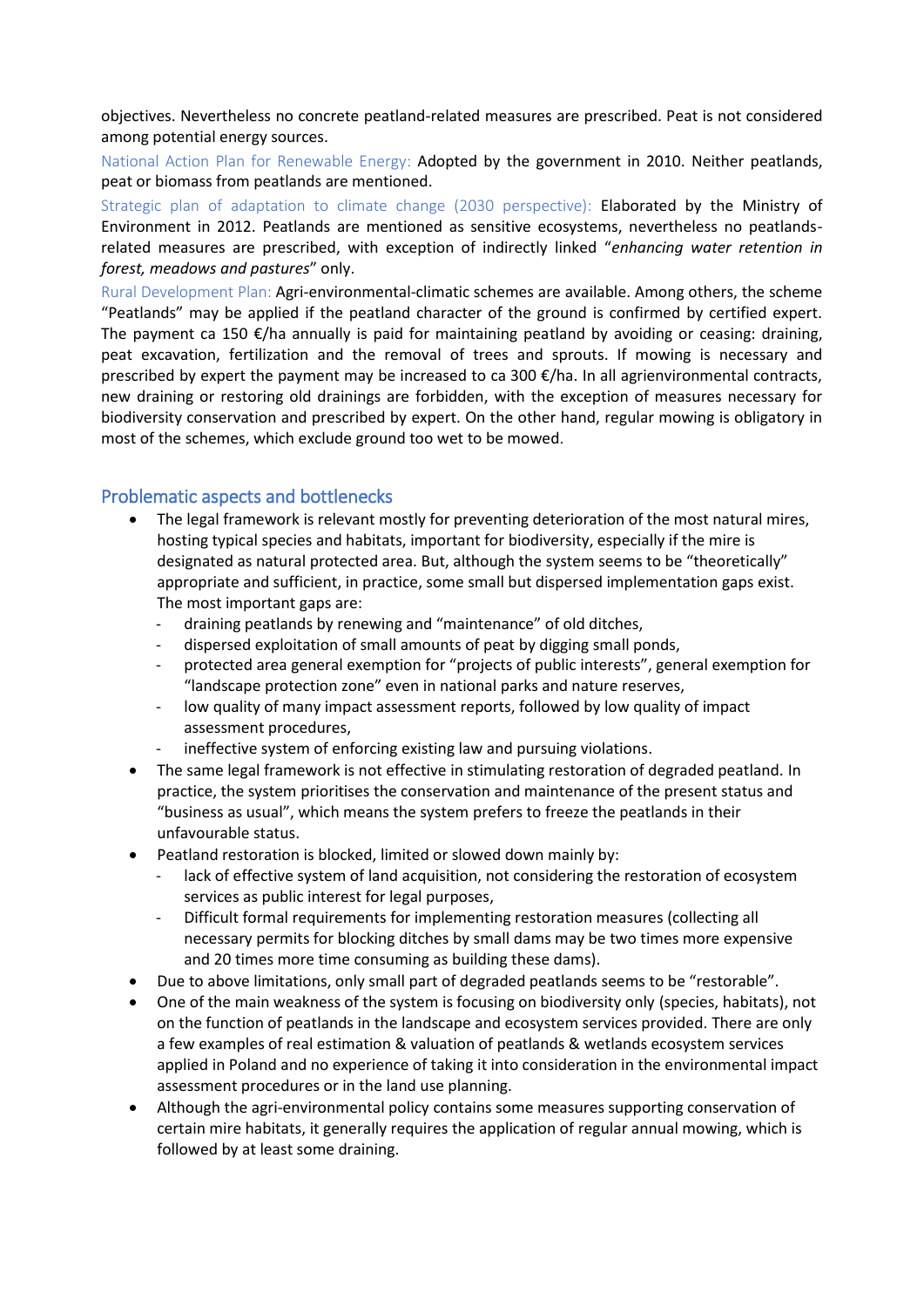objectives. Nevertheless no concrete peatland-related measures are prescribed. Peat is not considered among potential energy sources.

National Action Plan for Renewable Energy: Adopted by the government in 2010. Neither peatlands, peat or biomass from peatlands are mentioned.

Strategic plan of adaptation to climate change (2030 perspective): Elaborated by the Ministry of Environment in 2012. Peatlands are mentioned as sensitive ecosystems, nevertheless no peatlands-related measures are prescribed, with exception of indirectly linked "*enhancing water retention in forest, meadows and pastures*" only.

Rural Development Plan: Agri-environmental-climatic schemes are available. Among others, the scheme "Peatlands" may be applied if the peatland character of the ground is confirmed by certified expert. The payment ca 150 €/ha annually is paid for maintaining peatland by avoiding or ceasing: draining, peat excavation, fertilization and the removal of trees and sprouts. If mowing is necessary and prescribed by expert the payment may be increased to ca 300 €/ha. In all agrienvironmental contracts, new draining or restoring old drainings are forbidden, with the exception of measures necessary for biodiversity conservation and prescribed by expert. On the other hand, regular mowing is obligatory in most of the schemes, which exclude ground too wet to be mowed.

## Problematic aspects and bottlenecks

- The legal framework is relevant mostly for preventing deterioration of the most natural mires, hosting typical species and habitats, important for biodiversity, especially if the mire is designated as natural protected area. But, although the system seems to be "theoretically" appropriate and sufficient, in practice, some small but dispersed implementation gaps exist. The most important gaps are:
  - draining peatlands by renewing and "maintenance" of old ditches,
  - dispersed exploitation of small amounts of peat by digging small ponds,
  - protected area general exemption for "projects of public interests", general exemption for "landscape protection zone" even in national parks and nature reserves,
  - low quality of many impact assessment reports, followed by low quality of impact assessment procedures,
  - ineffective system of enforcing existing law and pursuing violations.
- The same legal framework is not effective in stimulating restoration of degraded peatland. In practice, the system prioritises the conservation and maintenance of the present status and "business as usual", which means the system prefers to freeze the peatlands in their unfavourable status.
- Peatland restoration is blocked, limited or slowed down mainly by:
  - lack of effective system of land acquisition, not considering the restoration of ecosystem services as public interest for legal purposes,
  - Difficult formal requirements for implementing restoration measures (collecting all necessary permits for blocking ditches by small dams may be two times more expensive and 20 times more time consuming as building these dams).
- Due to above limitations, only small part of degraded peatlands seems to be "restorable".
- One of the main weakness of the system is focusing on biodiversity only (species, habitats), not on the function of peatlands in the landscape and ecosystem services provided. There are only a few examples of real estimation & valuation of peatlands & wetlands ecosystem services applied in Poland and no experience of taking it into consideration in the environmental impact assessment procedures or in the land use planning.
- Although the agri-environmental policy contains some measures supporting conservation of certain mire habitats, it generally requires the application of regular annual mowing, which is followed by at least some draining.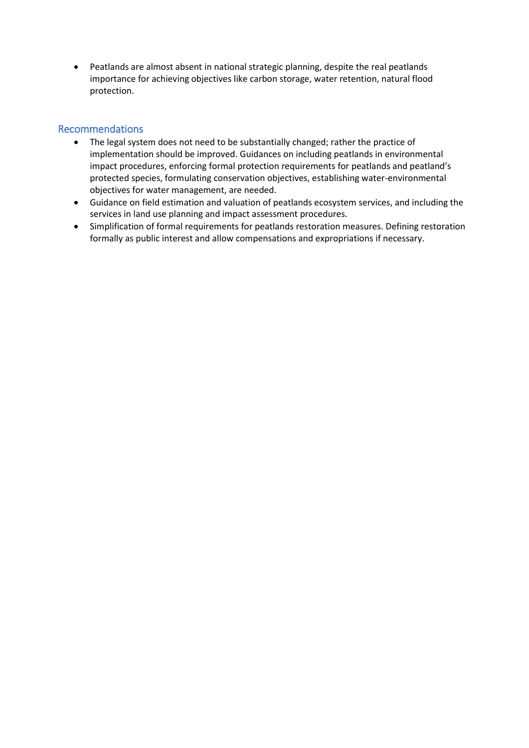- Peatlands are almost absent in national strategic planning, despite the real peatlands importance for achieving objectives like carbon storage, water retention, natural flood protection.

## Recommendations

- The legal system does not need to be substantially changed; rather the practice of implementation should be improved. Guidances on including peatlands in environmental impact procedures, enforcing formal protection requirements for peatlands and peatland's protected species, formulating conservation objectives, establishing water-environmental objectives for water management, are needed.
- Guidance on field estimation and valuation of peatlands ecosystem services, and including the services in land use planning and impact assessment procedures.
- Simplification of formal requirements for peatlands restoration measures. Defining restoration formally as public interest and allow compensations and expropriations if necessary.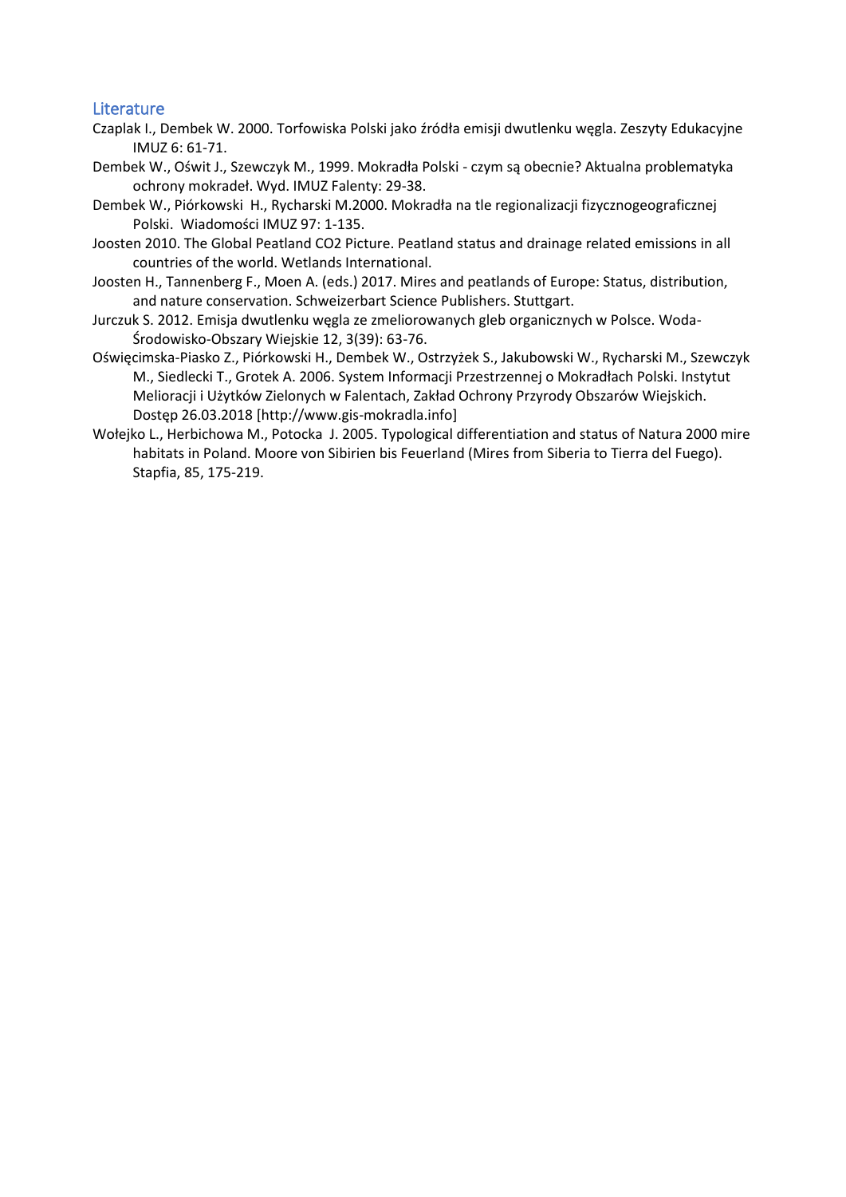## Literature

Czaplak I., Dembek W. 2000. Torfowiska Polski jako źródła emisji dwutlenku węgla. Zeszyty Edukacyjne IMUZ 6: 61-71.

Dembek W., Oświt J., Szewczyk M., 1999. Mokradła Polski - czym są obecnie? Aktualna problematyka ochrony mokradeł. Wyd. IMUZ Falenty: 29-38.

Dembek W., Piórkowski H., Rycharski M.2000. Mokradła na tle regionalizacji fizycznogeograficznej Polski. Wiadomości IMUZ 97: 1-135.

Joosten 2010. The Global Peatland CO2 Picture. Peatland status and drainage related emissions in all countries of the world. Wetlands International.

Joosten H., Tannenberg F., Moen A. (eds.) 2017. Mires and peatlands of Europe: Status, distribution, and nature conservation. Schweizerbart Science Publishers. Stuttgart.

Jurczuk S. 2012. Emisja dwutlenku węgla ze zmeliorowanych gleb organicznych w Polsce. Woda-Środowisko-Obszary Wiejskie 12, 3(39): 63-76.

Oświęcimska-Piasko Z., Piórkowski H., Dembek W., Ostrzyżek S., Jakubowski W., Rycharski M., Szewczyk M., Siedlecki T., Grotek A. 2006. System Informacji Przestrzennej o Mokradłach Polski. Instytut Melioracji i Użytków Zielonych w Falentach, Zakład Ochrony Przyrody Obszarów Wiejskich. Dostęp 26.03.2018 [http://www.gis-mokradla.info]

Wołejko L., Herbichowa M., Potocka J. 2005. Typological differentiation and status of Natura 2000 mire habitats in Poland. Moore von Sibirien bis Feuerland (Mires from Siberia to Tierra del Fuego). Stapfia, 85, 175-219.